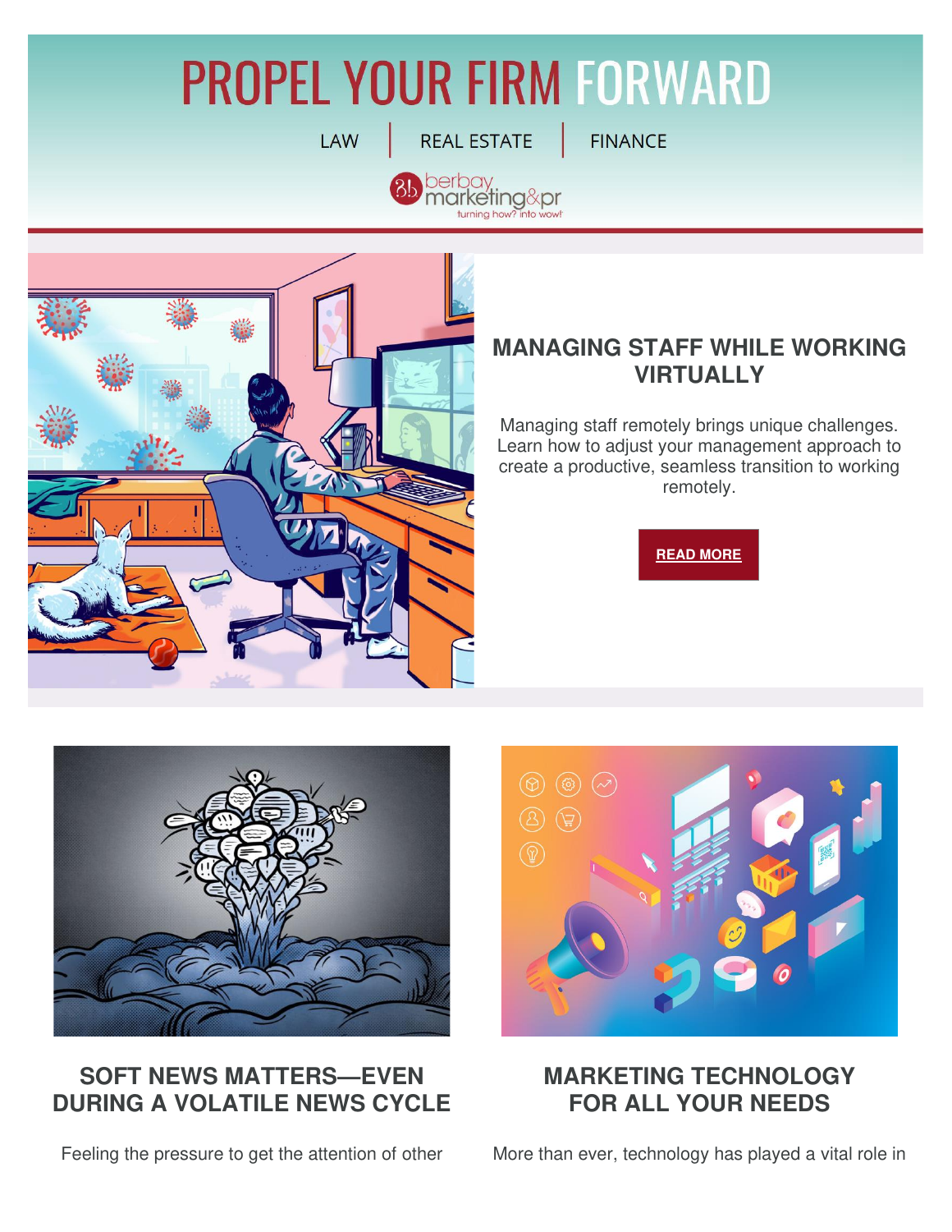# PROPEL YOUR FIRM FORWARD

LAW | REAL ESTATE | FINANCE

berbay marketing&pr
turning how? into wow!

## MANAGING STAFF WHILE WORKING VIRTUALLY

Managing staff remotely brings unique challenges. Learn how to adjust your management approach to create a productive, seamless transition to working remotely.

**READ MORE**

## SOFT NEWS MATTERS—EVEN DURING A VOLATILE NEWS CYCLE

Feeling the pressure to get the attention of other

## MARKETING TECHNOLOGY FOR ALL YOUR NEEDS

More than ever, technology has played a vital role in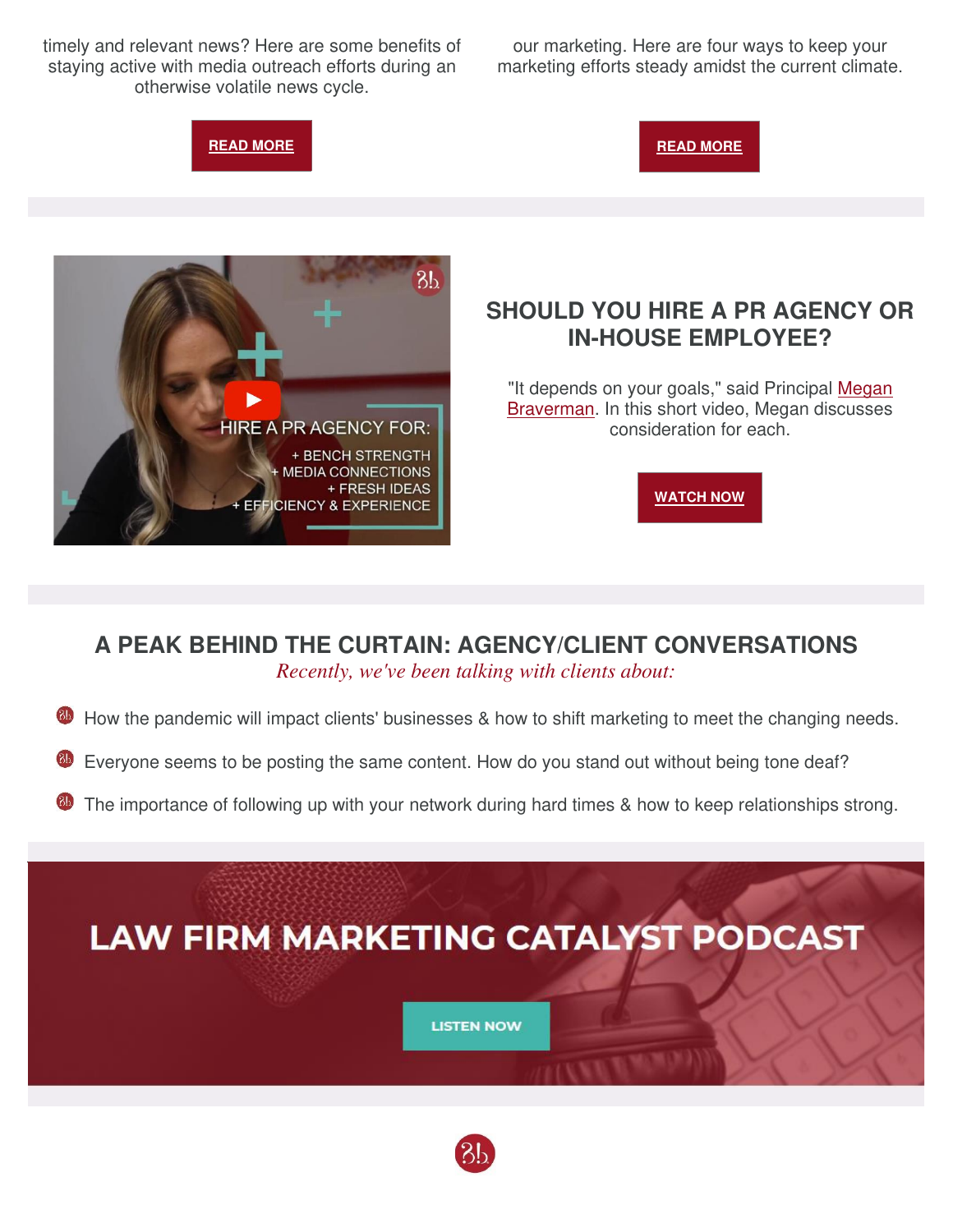timely and relevant news? Here are some benefits of staying active with media outreach efforts during an otherwise volatile news cycle.

**READ MORE**

our marketing. Here are four ways to keep your marketing efforts steady amidst the current climate.

**READ MORE**

HIRE A PR AGENCY FOR:

+ BENCH STRENGTH
+ MEDIA CONNECTIONS
+ FRESH IDEAS
+ EFFICIENCY & EXPERIENCE

## SHOULD YOU HIRE A PR AGENCY OR IN-HOUSE EMPLOYEE?

"It depends on your goals," said Principal Megan Braverman. In this short video, Megan discusses consideration for each.

**WATCH NOW**

## A PEAK BEHIND THE CURTAIN: AGENCY/CLIENT CONVERSATIONS

*Recently, we've been talking with clients about:*

- How the pandemic will impact clients' businesses & how to shift marketing to meet the changing needs.
- Everyone seems to be posting the same content. How do you stand out without being tone deaf?
- The importance of following up with your network during hard times & how to keep relationships strong.

## LAW FIRM MARKETING CATALYST PODCAST

**LISTEN NOW**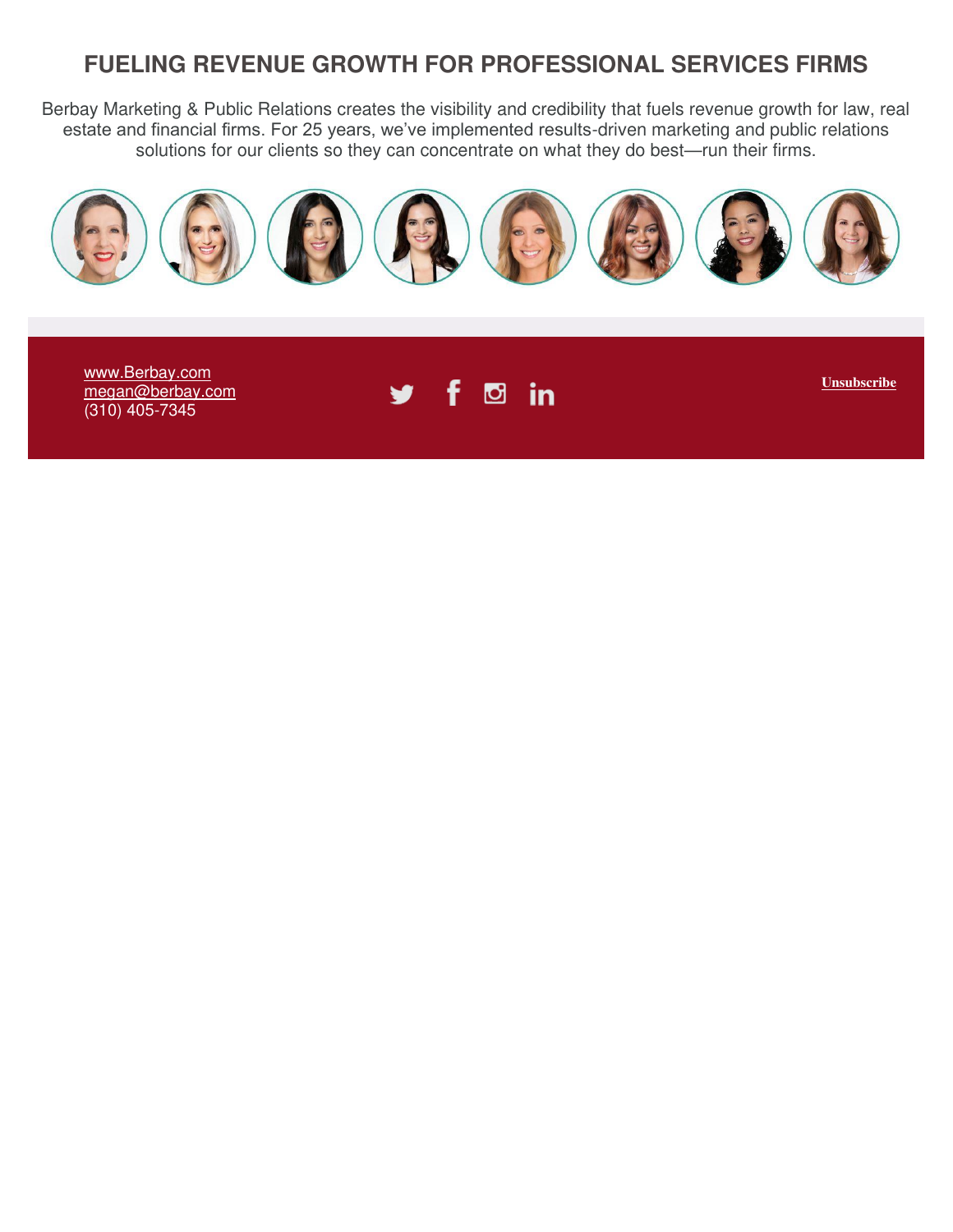## FUELING REVENUE GROWTH FOR PROFESSIONAL SERVICES FIRMS

Berbay Marketing & Public Relations creates the visibility and credibility that fuels revenue growth for law, real estate and financial firms. For 25 years, we've implemented results-driven marketing and public relations solutions for our clients so they can concentrate on what they do best—run their firms.

www.Berbay.com
megan@berbay.com
(310) 405-7345

Unsubscribe